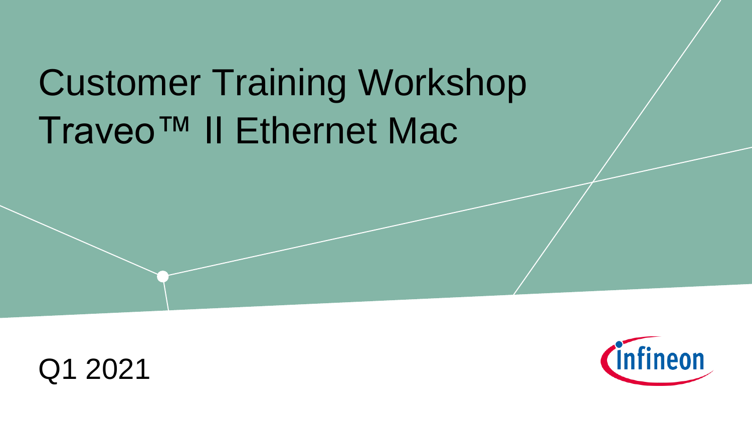# Customer Training Workshop
# Traveo™ II Ethernet Mac

Q1 2021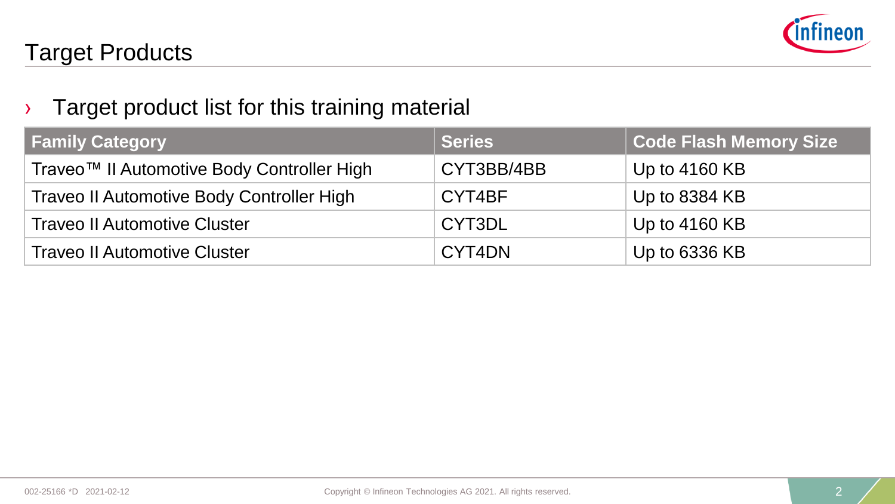# Target Products

- Target product list for this training material

| Family Category | Series | Code Flash Memory Size |
|---|---|---|
| Traveo™ II Automotive Body Controller High | CYT3BB/4BB | Up to 4160 KB |
| Traveo II Automotive Body Controller High | CYT4BF | Up to 8384 KB |
| Traveo II Automotive Cluster | CYT3DL | Up to 4160 KB |
| Traveo II Automotive Cluster | CYT4DN | Up to 6336 KB |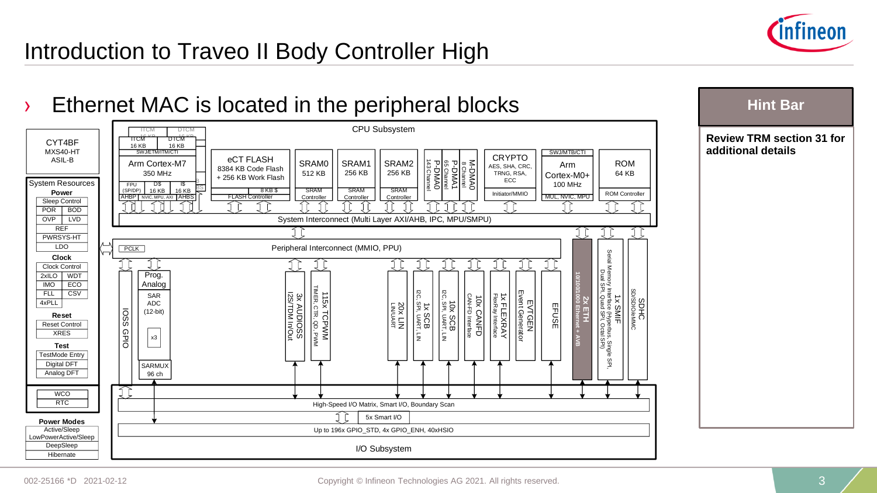# Introduction to Traveo II Body Controller High

› Ethernet MAC is located in the peripheral blocks

**CYT4BF**
MXS40-HT
ASIL-B

**System Resources**

**Power**
- Sleep Control
- POR | BOD
- OVP | LVD
- REF
- PWRSYS-HT
- LDO

**Clock**
- Clock Control
- 2xILO | WDT
- IMO | ECO
- FLL | CSV
- 4xPLL

**Reset**
- Reset Control
- XRES

**Test**
- TestMode Entry
- Digital DFT
- Analog DFT

- WCO
- RTC

**Power Modes**
- Active/Sleep
- LowPowerActive/Sleep
- DeepSleep
- Hibernate

**CPU Subsystem**
- ITCM 16 KB | DTCM 16 KB
- SWJ/ETM/ITM/CTI
- Arm Cortex-M7 350 MHz
- FPU (SP/DP) | D$ 16 KB | I$ 16 KB
- AHBP | NVIC, MPU, AXI | AHBS
- eCT FLASH: 8384 KB Code Flash + 256 KB Work Flash; 8 KB $; FLASH Controller
- SRAM0 512 KB; SRAM Controller
- SRAM1 256 KB; SRAM Controller
- SRAM2 256 KB; SRAM Controller
- P-DMA0 143 Channel
- P-DMA1 65 Channel
- M-DMA0 8 Channel
- CRYPTO: AES, SHA, CRC, TRNG, RSA, ECC; Initiator/MMIO
- SWJ/MTB/CTI; Arm Cortex-M0+ 100 MHz; MUL, NVIC, MPU
- ROM 64 KB; ROM Controller
- System Interconnect (Multi Layer AXI/AHB, IPC, MPU/SMPU)

**Peripheral Interconnect (MMIO, PPU)**
- PCLK
- IOSS GPIO
- Prog. Analog: SAR ADC (12-bit) x3; SARMUX 96 ch
- 3x AUDIOSS: I2S/TDM In/Out
- 115x TCPWM: TIMER, CTR, QD, PWM
- 20x LIN: LIN/UART
- 1x SCB: I2C, SPI, UART, LIN
- 10x SCB: I2C, SPI, UART, LIN
- 10x CANFD: CAN-FD Interface
- 1x FLEXRAY: FlexRay Interface
- EVTGEN: Event Generator
- EFUSE
- 2x ETH: 10/100/1000 Ethernet + AVB
- 1x SMIF: Serial Memory Interface (Hyperbus, Single SPI, Dual SPI, Quad SPI, Octal SPI)
- SDHC: SD/SDIO/eMMC

**I/O Subsystem**
- High-Speed I/O Matrix, Smart I/O, Boundary Scan
- 5x Smart I/O
- Up to 196x GPIO_STD, 4x GPIO_ENH, 40xHSIO

**Hint Bar**

**Review TRM section 31 for additional details**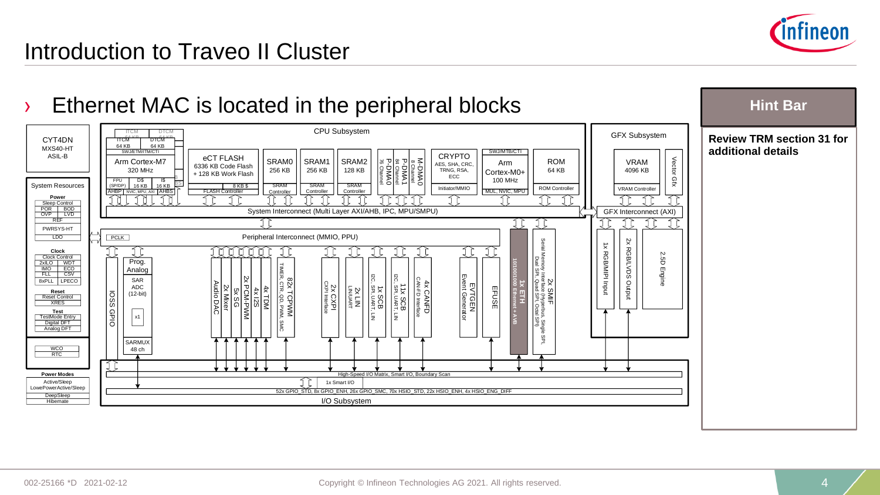# Introduction to Traveo II Cluster

› Ethernet MAC is located in the peripheral blocks

CYT4DN
MXS40-HT
ASIL-B

**System Resources**

**Power**
- Sleep Control
- POR | BOD
- OVP | LVD
- REF
- PWRSYS-HT
- LDO

**Clock**
- Clock Control
- 2xILO | WDT
- IMO | ECO
- FLL | CSV
- 8xPLL | LPECO

**Reset**
- Reset Control
- XRES

**Test**
- TestMode Entry
- Digital DFT
- Analog DFT

- WCO
- RTC

**Power Modes**
- Active/Sleep
- LowePowerActive/Sleep
- DeepSleep
- Hibernate

**CPU Subsystem**
- ITCM 64 KB, DTCM 64 KB, SWJ/ETM/ITM/CTI, Arm Cortex-M7 320 MHz, FPU (SP/DP), D$ 16 KB, I$ 16 KB, AHBP, NVIC, MPU, AXI, AHBS
- eCT FLASH 6336 KB Code Flash + 128 KB Work Flash, 8 KB $, FLASH Controller
- SRAM0 256 KB, SRAM Controller
- SRAM1 256 KB, SRAM Controller
- SRAM2 128 KB, SRAM Controller
- P-DMA0 76 Channel
- P-DMA1 84 Channel
- M-DMA0 8 Channel
- CRYPTO AES, SHA, CRC, TRNG, RSA, ECC, Initiator/MMIO
- SWJ/MTB/CTI, Arm Cortex-M0+ 100 MHz, MUL, NVIC, MPU
- ROM 64 KB, ROM Controller
- System Interconnect (Multi Layer AXI/AHB, IPC, MPU/SMPU)

**GFX Subsystem**
- VRAM 4096 KB, VRAM Controller
- Vector Gfx
- GFX Interconnect (AXI)
- 1x RGB/MIPI Input
- 2x RGB/LVDS Output
- 2.5D Engine

**Peripheral Interconnect (MMIO, PPU)**
- PCLK
- IOSS GPIO
- Prog. Analog: SAR ADC (12-bit), x1, SARMUX 48 ch
- Audio DAC
- 2x Mixer
- 5x SG
- 2x PCM-PWM
- 4x I2S
- 4x TDM
- 82x TCPWM TIMER, CTR, QD, PWM, SMC
- 2x CXPI CXPI Interface
- 2x LIN LIN/UART
- 1x SCB I2C, SPI, UART, LIN
- 11x SCB I2C, SPI, UART, LIN
- 4x CANFD CAN-FD Interface
- EVTGEN Event Generator
- EFUSE
- 1x ETH 10/100/1000 Ethernet + AVB
- 2x SMIF Serial Memory Interface (Hyperbus, Single SPI, Dual SPI, Quad SPI, Octal SPI)

**I/O Subsystem**
- High-Speed I/O Matrix, Smart I/O, Boundary Scan
- 1x Smart I/O
- 52x GPIO_STD, 8x GPIO_ENH, 26x GPIO_SMC, 70x HSIO_STD, 22x HSIO_ENH, 4x HSIO_ENG_DIFF

**Hint Bar**

**Review TRM section 31 for additional details**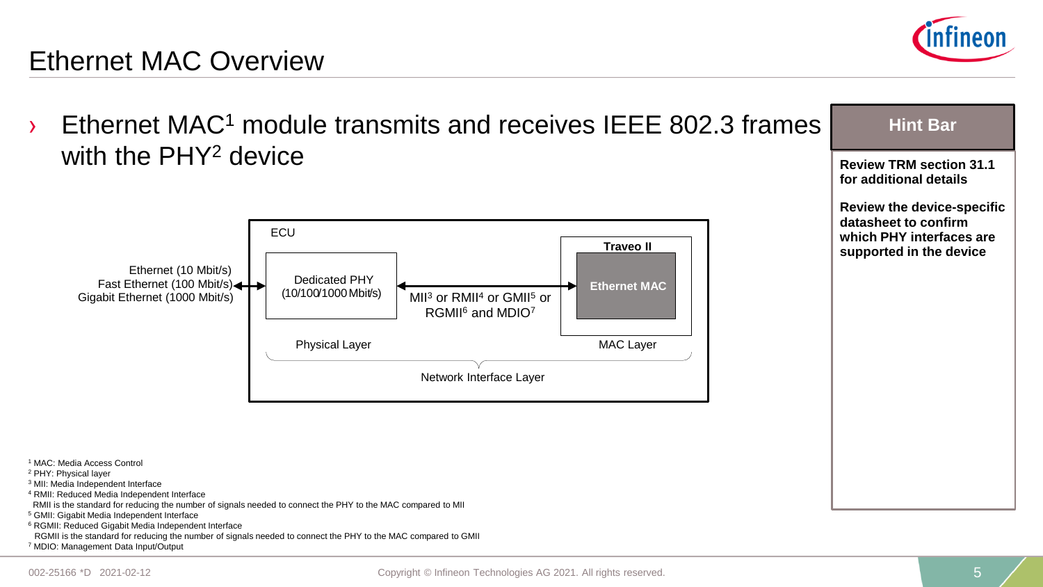# Ethernet MAC Overview

- Ethernet MAC[1] module transmits and receives IEEE 802.3 frames with the PHY[2] device

ECU

Ethernet (10 Mbit/s)
Fast Ethernet (100 Mbit/s)
Gigabit Ethernet (1000 Mbit/s)

Dedicated PHY (10/100/1000 Mbit/s)

MII[3] or RMII[4] or GMII[5] or RGMII[6] and MDIO[7]

Traveo II

Ethernet MAC

Physical Layer

MAC Layer

Network Interface Layer

**Hint Bar**

**Review TRM section 31.1 for additional details**

**Review the device-specific datasheet to confirm which PHY interfaces are supported in the device**

[1] MAC: Media Access Control
[2] PHY: Physical layer
[3] MII: Media Independent Interface
[4] RMII: Reduced Media Independent Interface
RMII is the standard for reducing the number of signals needed to connect the PHY to the MAC compared to MII
[5] GMII: Gigabit Media Independent Interface
[6] RGMII: Reduced Gigabit Media Independent Interface
RGMII is the standard for reducing the number of signals needed to connect the PHY to the MAC compared to GMII
[7] MDIO: Management Data Input/Output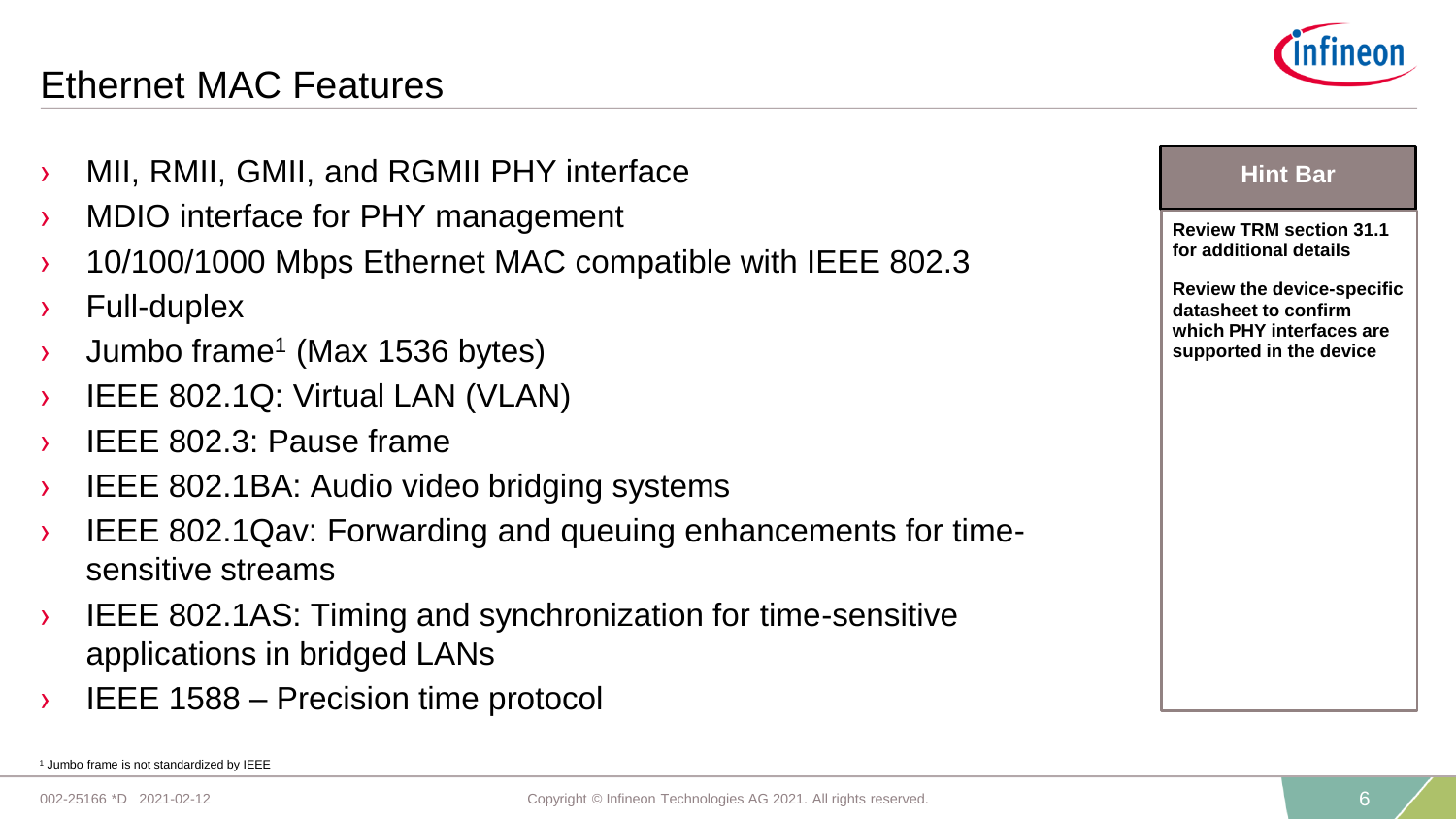# Ethernet MAC Features

- MII, RMII, GMII, and RGMII PHY interface
- MDIO interface for PHY management
- 10/100/1000 Mbps Ethernet MAC compatible with IEEE 802.3
- Full-duplex
- Jumbo frame[1] (Max 1536 bytes)
- IEEE 802.1Q: Virtual LAN (VLAN)
- IEEE 802.3: Pause frame
- IEEE 802.1BA: Audio video bridging systems
- IEEE 802.1Qav: Forwarding and queuing enhancements for time-sensitive streams
- IEEE 802.1AS: Timing and synchronization for time-sensitive applications in bridged LANs
- IEEE 1588 – Precision time protocol

**Hint Bar**

**Review TRM section 31.1 for additional details**

**Review the device-specific datasheet to confirm which PHY interfaces are supported in the device**

[1] Jumbo frame is not standardized by IEEE

002-25166 *D 2021-02-12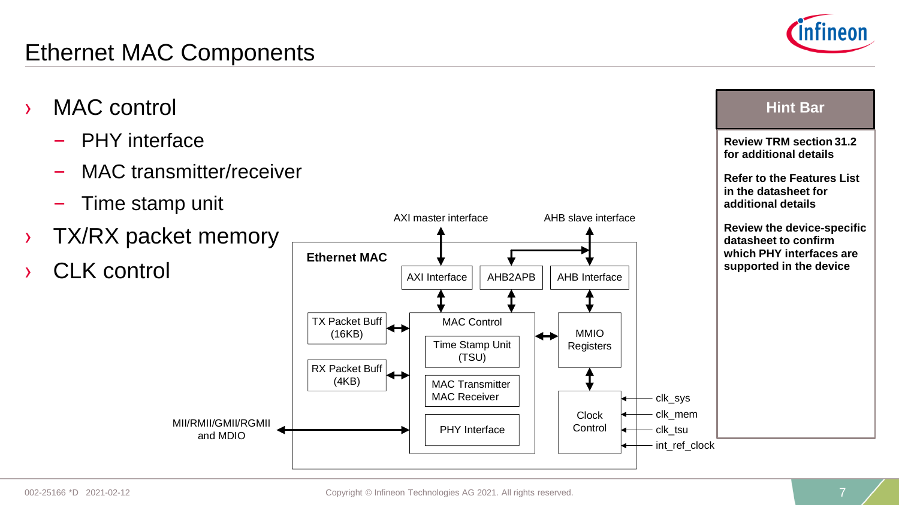# Ethernet MAC Components

- MAC control
  - PHY interface
  - MAC transmitter/receiver
  - Time stamp unit
- TX/RX packet memory
- CLK control

Ethernet MAC

AXI master interface

AHB slave interface

AXI Interface

AHB2APB

AHB Interface

TX Packet Buff (16KB)

RX Packet Buff (4KB)

MAC Control

Time Stamp Unit (TSU)

MAC Transmitter MAC Receiver

PHY Interface

MMIO Registers

Clock Control

clk_sys

clk_mem

clk_tsu

int_ref_clock

MII/RMII/GMII/RGMII and MDIO

**Hint Bar**

**Review TRM section 31.2 for additional details**

**Refer to the Features List in the datasheet for additional details**

**Review the device-specific datasheet to confirm which PHY interfaces are supported in the device**

002-25166 *D 2021-02-12

Copyright © Infineon Technologies AG 2021. All rights reserved.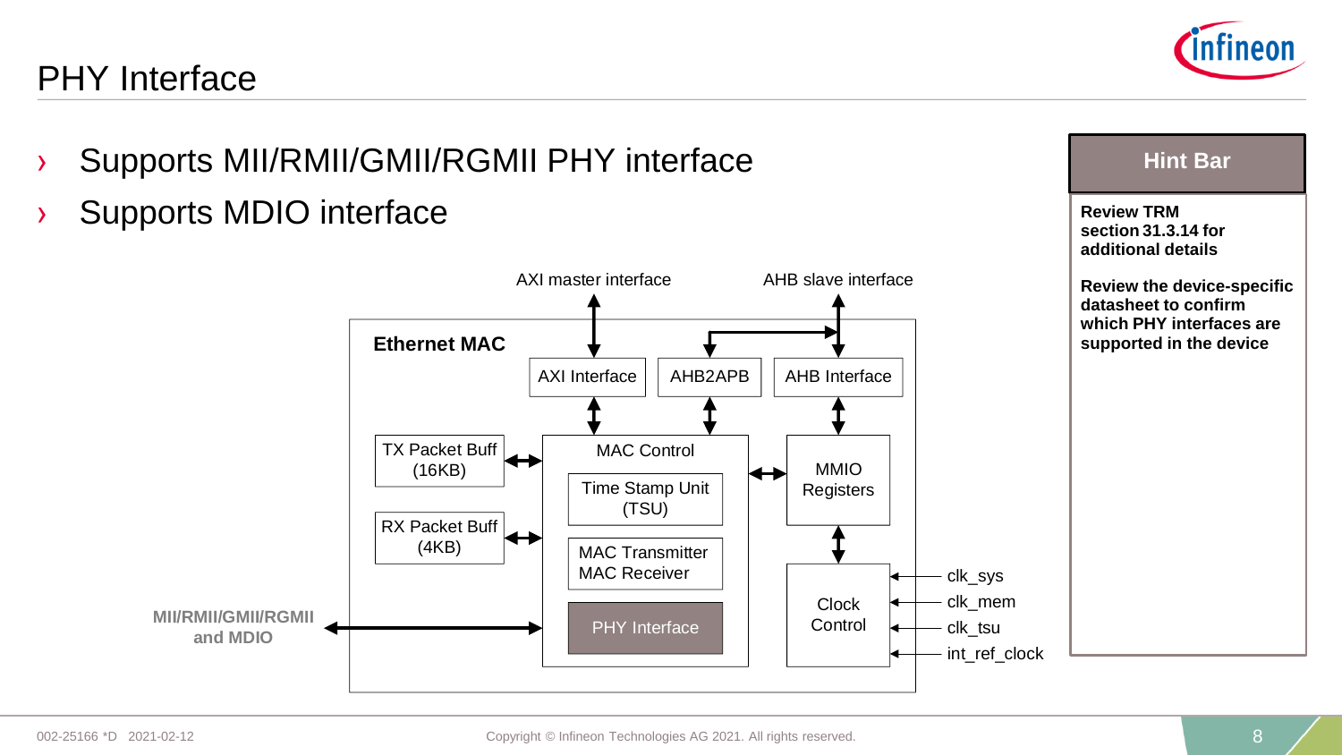# PHY Interface

- Supports MII/RMII/GMII/RGMII PHY interface
- Supports MDIO interface

AXI master interface

AHB slave interface

**Ethernet MAC**

AXI Interface

AHB2APB

AHB Interface

TX Packet Buff (16KB)

RX Packet Buff (4KB)

MAC Control

Time Stamp Unit (TSU)

MAC Transmitter MAC Receiver

PHY Interface

MMIO Registers

Clock Control

clk_sys

clk_mem

clk_tsu

int_ref_clock

**MII/RMII/GMII/RGMII and MDIO**

**Hint Bar**

**Review TRM section 31.3.14 for additional details**

**Review the device-specific datasheet to confirm which PHY interfaces are supported in the device**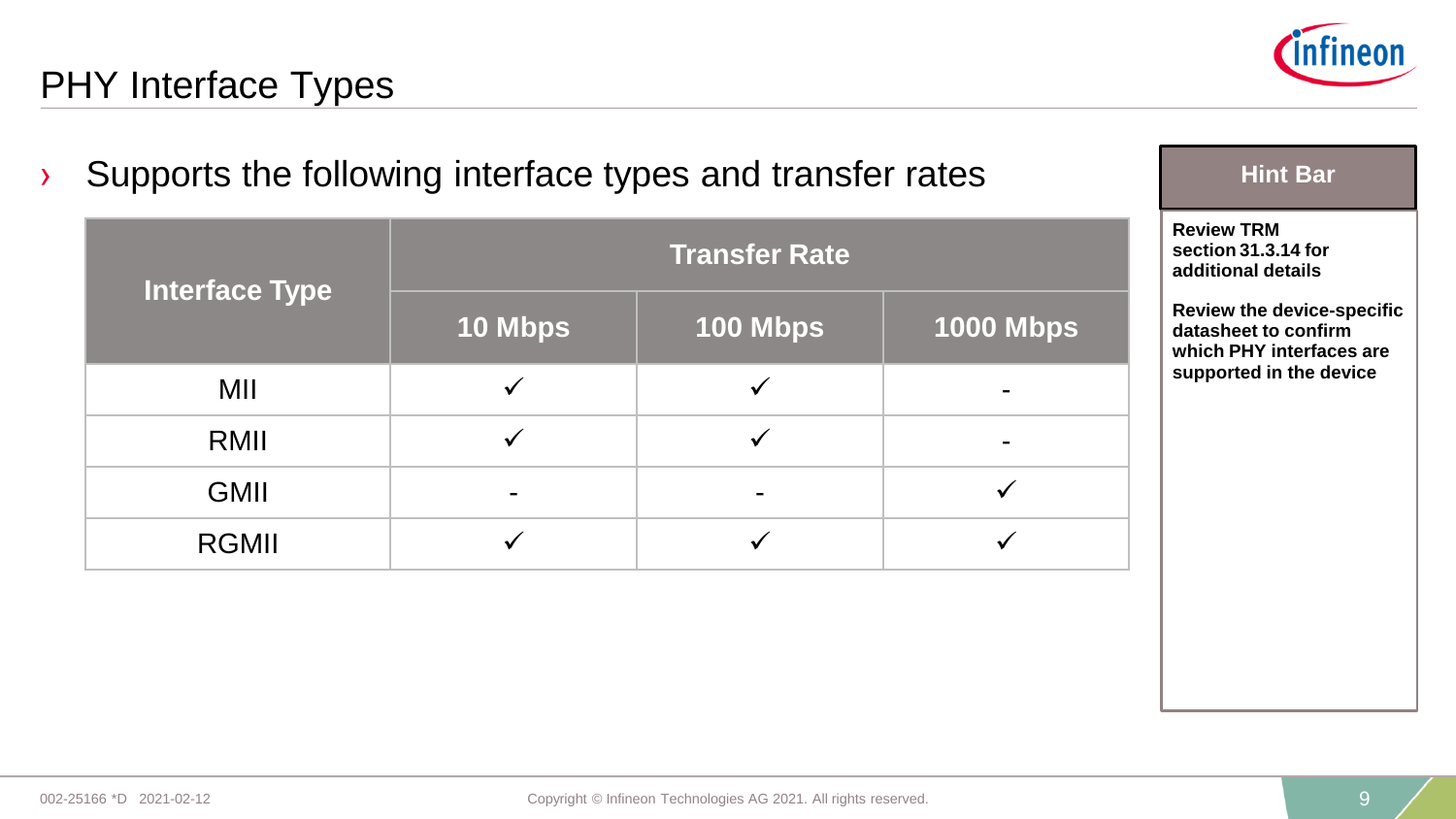# PHY Interface Types

- Supports the following interface types and transfer rates

| Interface Type | Transfer Rate | | |
|---|---|---|---|
| | 10 Mbps | 100 Mbps | 1000 Mbps |
| MII | ✓ | ✓ | - |
| RMII | ✓ | ✓ | - |
| GMII | - | - | ✓ |
| RGMII | ✓ | ✓ | ✓ |

**Hint Bar**

**Review TRM section 31.3.14 for additional details**

**Review the device-specific datasheet to confirm which PHY interfaces are supported in the device**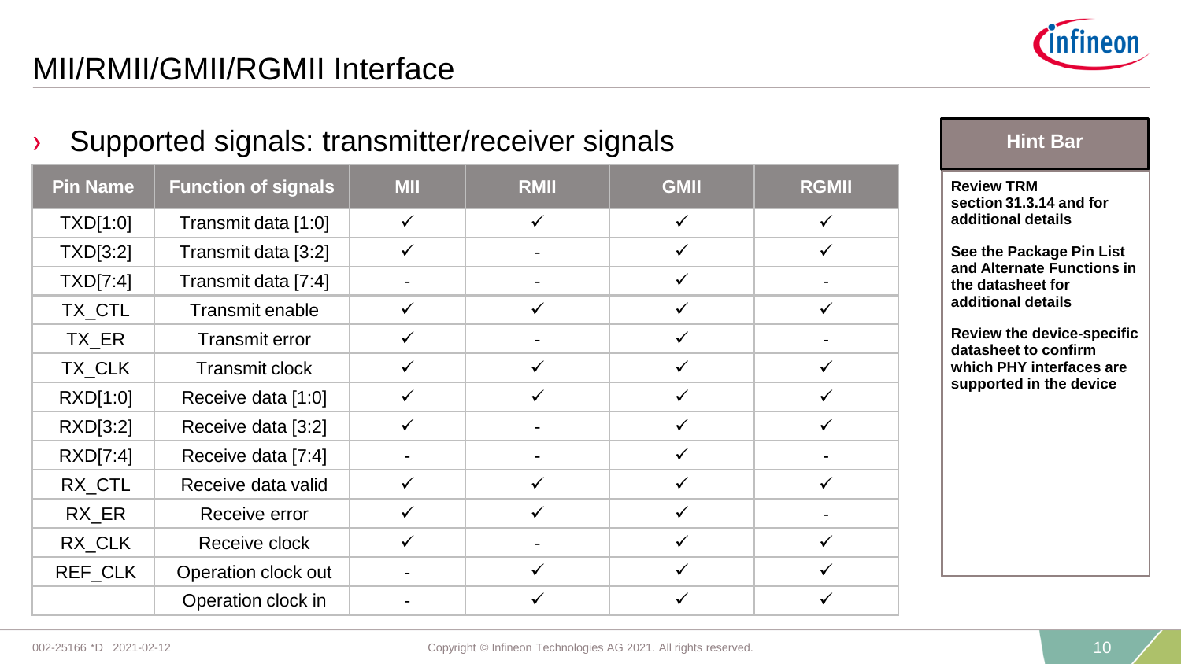# MII/RMII/GMII/RGMII Interface

## › Supported signals: transmitter/receiver signals

| Pin Name | Function of signals | MII | RMII | GMII | RGMII |
|---|---|---|---|---|---|
| TXD[1:0] | Transmit data [1:0] | ✓ | ✓ | ✓ | ✓ |
| TXD[3:2] | Transmit data [3:2] | ✓ | - | ✓ | ✓ |
| TXD[7:4] | Transmit data [7:4] | - | - | ✓ | - |
| TX_CTL | Transmit enable | ✓ | ✓ | ✓ | ✓ |
| TX_ER | Transmit error | ✓ | - | ✓ | - |
| TX_CLK | Transmit clock | ✓ | ✓ | ✓ | ✓ |
| RXD[1:0] | Receive data [1:0] | ✓ | ✓ | ✓ | ✓ |
| RXD[3:2] | Receive data [3:2] | ✓ | - | ✓ | ✓ |
| RXD[7:4] | Receive data [7:4] | - | - | ✓ | - |
| RX_CTL | Receive data valid | ✓ | ✓ | ✓ | ✓ |
| RX_ER | Receive error | ✓ | ✓ | ✓ | - |
| RX_CLK | Receive clock | ✓ | - | ✓ | ✓ |
| REF_CLK | Operation clock out | - | ✓ | ✓ | ✓ |
| | Operation clock in | - | ✓ | ✓ | ✓ |

**Hint Bar**

**Review TRM section 31.3.14 and for additional details**

**See the Package Pin List and Alternate Functions in the datasheet for additional details**

**Review the device-specific datasheet to confirm which PHY interfaces are supported in the device**

002-25166 *D 2021-02-12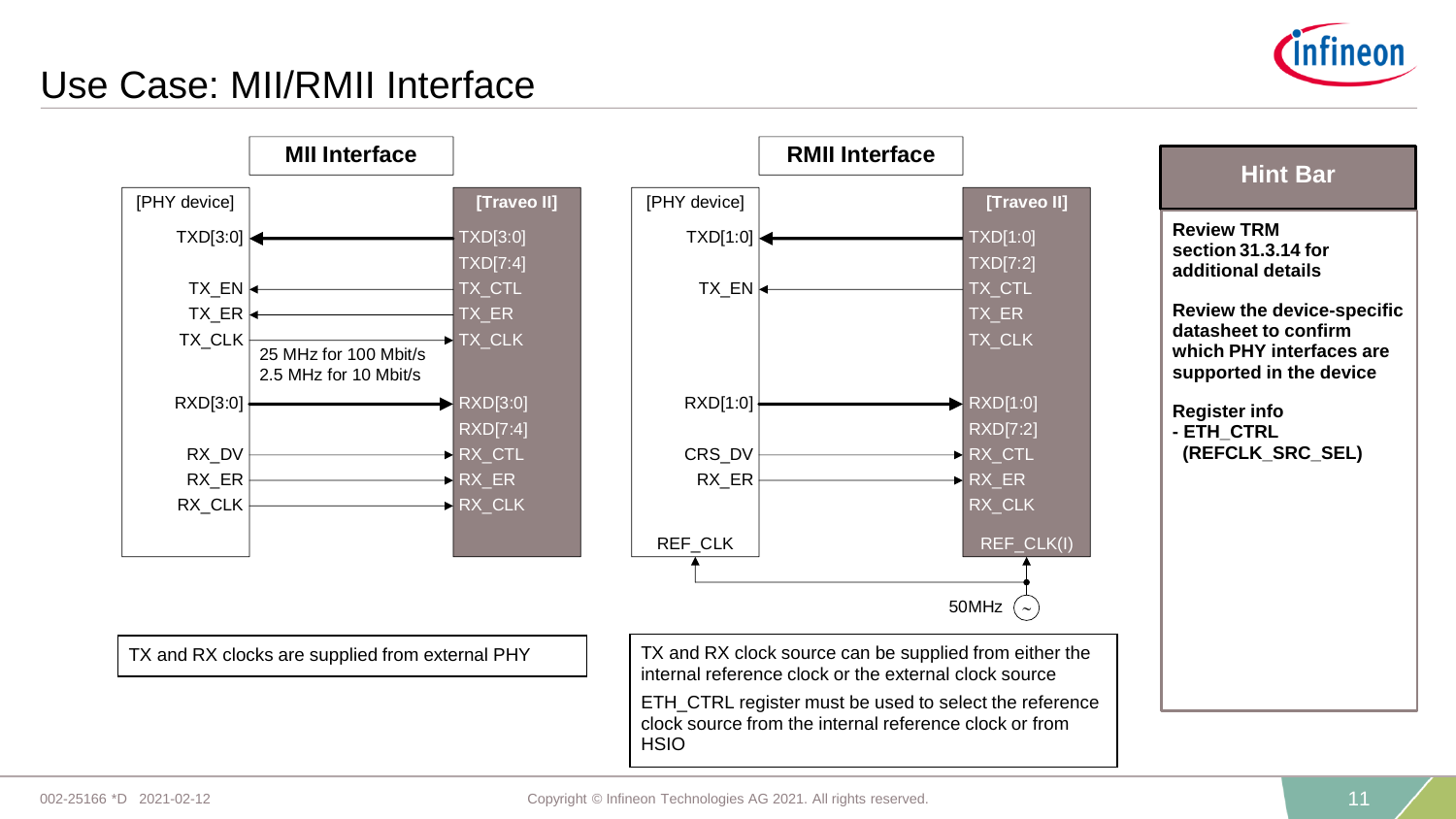# Use Case: MII/RMII Interface

## MII Interface

| [PHY device] | | [Traveo II] |
|---|---|---|
| TXD[3:0] | ← | TXD[3:0] |
| | | TXD[7:4] |
| TX_EN | ← | TX_CTL |
| TX_ER | ← | TX_ER |
| TX_CLK | → | TX_CLK |
| | 25 MHz for 100 Mbit/s<br>2.5 MHz for 10 Mbit/s | |
| RXD[3:0] | → | RXD[3:0] |
| | | RXD[7:4] |
| RX_DV | → | RX_CTL |
| RX_ER | → | RX_ER |
| RX_CLK | → | RX_CLK |

TX and RX clocks are supplied from external PHY

## RMII Interface

| [PHY device] | | [Traveo II] |
|---|---|---|
| TXD[1:0] | ← | TXD[1:0] |
| | | TXD[7:2] |
| TX_EN | ← | TX_CTL |
| | | TX_ER |
| | | TX_CLK |
| RXD[1:0] | → | RXD[1:0] |
| | | RXD[7:2] |
| CRS_DV | → | RX_CTL |
| RX_ER | → | RX_ER |
| | | RX_CLK |
| REF_CLK | ← 50MHz → | REF_CLK(I) |

TX and RX clock source can be supplied from either the internal reference clock or the external clock source

ETH_CTRL register must be used to select the reference clock source from the internal reference clock or from HSIO

## Hint Bar

**Review TRM section 31.3.14 for additional details**

**Review the device-specific datasheet to confirm which PHY interfaces are supported in the device**

**Register info**
**- ETH_CTRL (REFCLK_SRC_SEL)**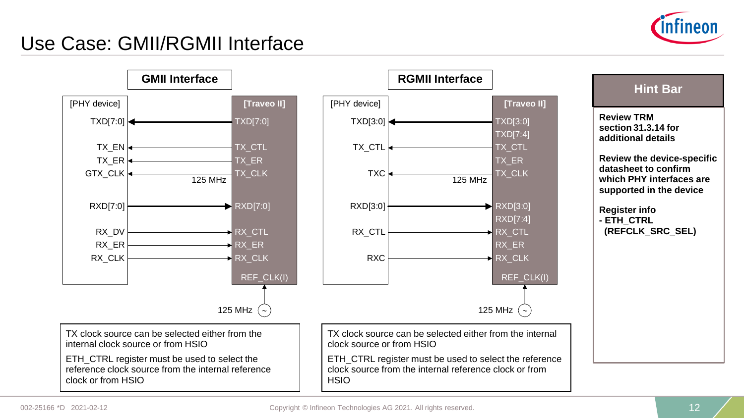# Use Case: GMII/RGMII Interface

## GMII Interface

| [PHY device] | Direction | [Traveo II] |
|---|---|---|
| TXD[7:0] | ← | TXD[7:0] |
| TX_EN | ← | TX_CTL |
| TX_ER | ← | TX_ER |
| GTX_CLK | ← (125 MHz) | TX_CLK |
| RXD[7:0] | → | RXD[7:0] |
| RX_DV | → | RX_CTL |
| RX_ER | → | RX_ER |
| RX_CLK | → | RX_CLK |
| | 125 MHz → | REF_CLK(I) |

TX clock source can be selected either from the internal clock source or from HSIO

ETH_CTRL register must be used to select the reference clock source from the internal reference clock or from HSIO

## RGMII Interface

| [PHY device] | Direction | [Traveo II] |
|---|---|---|
| TXD[3:0] | ← | TXD[3:0] |
| | | TXD[7:4] |
| TX_CTL | ← | TX_CTL |
| | | TX_ER |
| TXC | ← (125 MHz) | TX_CLK |
| RXD[3:0] | → | RXD[3:0] |
| | | RXD[7:4] |
| RX_CTL | → | RX_CTL |
| | | RX_ER |
| RXC | → | RX_CLK |
| | 125 MHz → | REF_CLK(I) |

TX clock source can be selected either from the internal clock source or from HSIO

ETH_CTRL register must be used to select the reference clock source from the internal reference clock or from HSIO

## Hint Bar

**Review TRM section 31.3.14 for additional details**

**Review the device-specific datasheet to confirm which PHY interfaces are supported in the device**

**Register info**
**- ETH_CTRL (REFCLK_SRC_SEL)**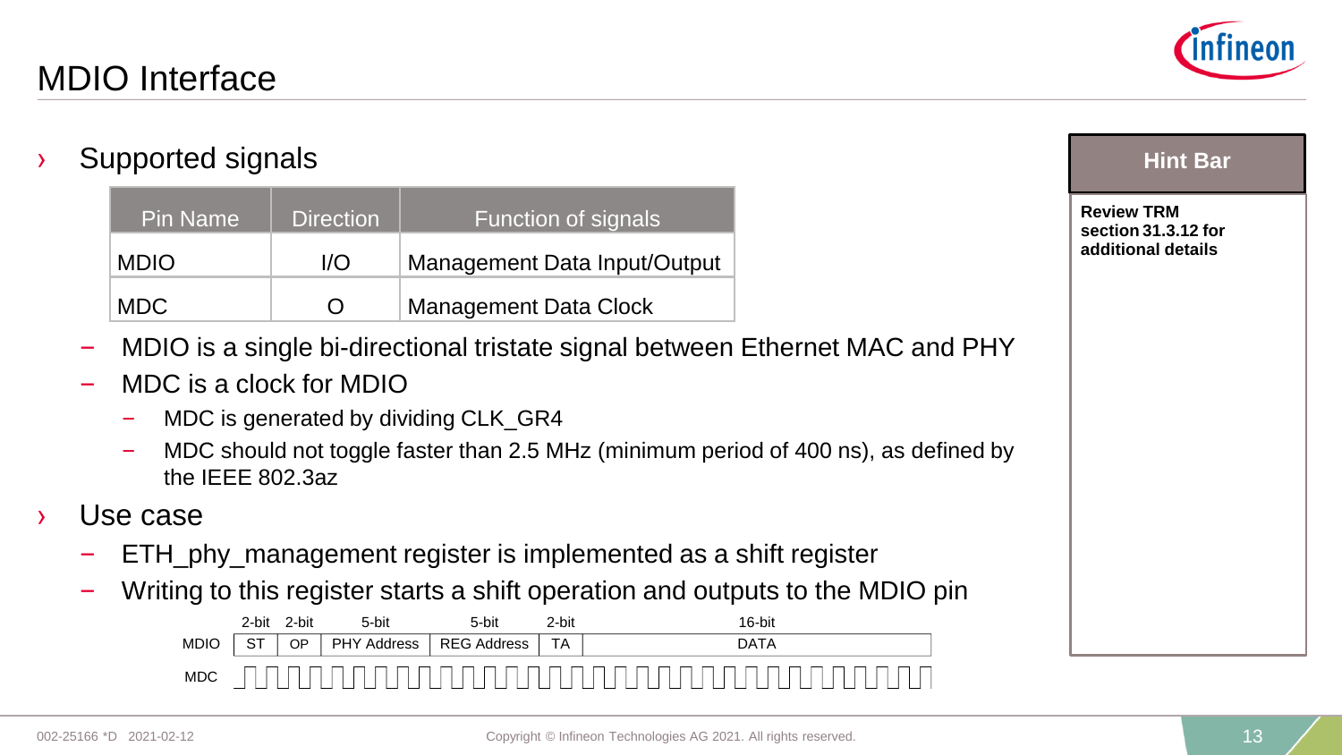# MDIO Interface

- Supported signals

| Pin Name | Direction | Function of signals |
|---|---|---|
| MDIO | I/O | Management Data Input/Output |
| MDC | O | Management Data Clock |

  - MDIO is a single bi-directional tristate signal between Ethernet MAC and PHY
  - MDC is a clock for MDIO
    - MDC is generated by dividing CLK_GR4
    - MDC should not toggle faster than 2.5 MHz (minimum period of 400 ns), as defined by the IEEE 802.3az

- Use case
  - ETH_phy_management register is implemented as a shift register
  - Writing to this register starts a shift operation and outputs to the MDIO pin

| | 2-bit | 2-bit | 5-bit | 5-bit | 2-bit | 16-bit |
|---|---|---|---|---|---|---|
| MDIO | ST | OP | PHY Address | REG Address | TA | DATA |
| MDC | | | | | | |

**Hint Bar**

**Review TRM section 31.3.12 for additional details**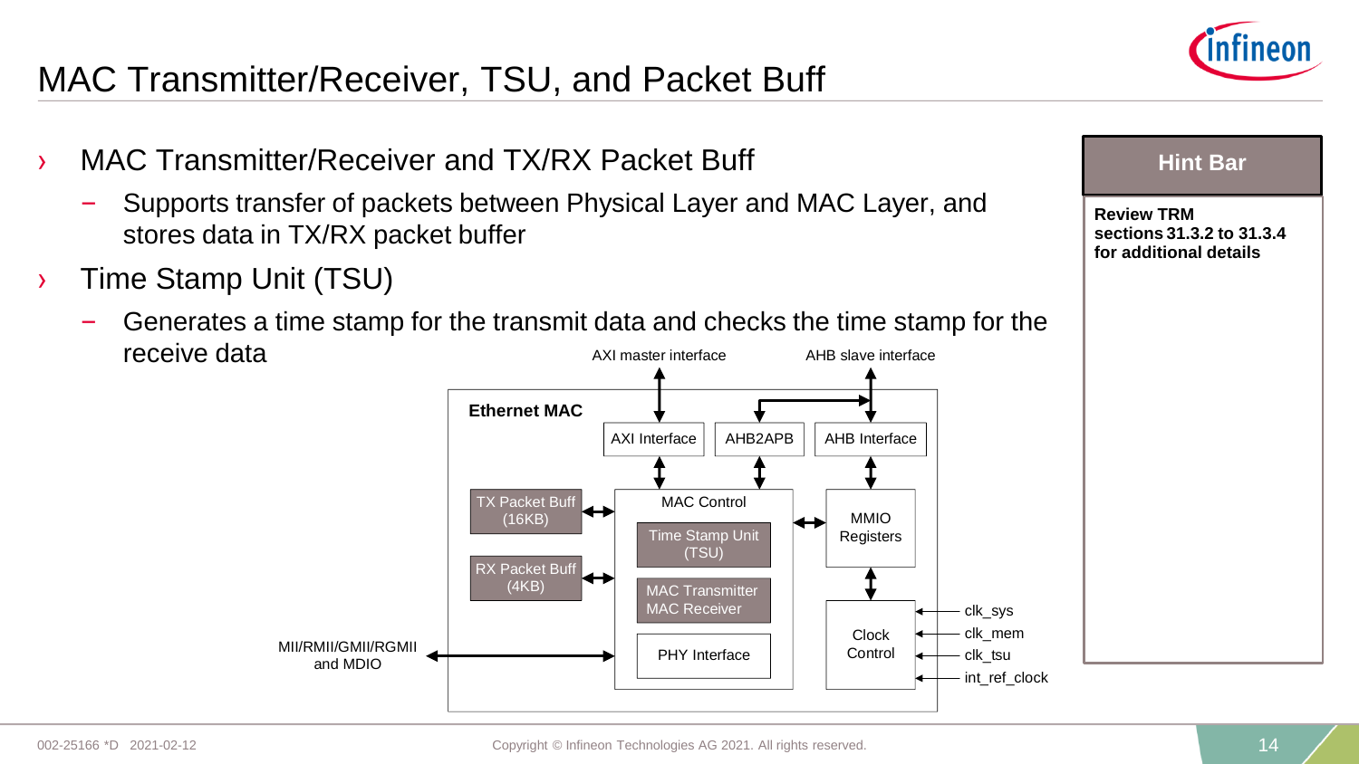# MAC Transmitter/Receiver, TSU, and Packet Buff

- MAC Transmitter/Receiver and TX/RX Packet Buff
  - Supports transfer of packets between Physical Layer and MAC Layer, and stores data in TX/RX packet buffer
- Time Stamp Unit (TSU)
  - Generates a time stamp for the transmit data and checks the time stamp for the receive data

AXI master interface | AHB slave interface

**Ethernet MAC**

AXI Interface | AHB2APB | AHB Interface

TX Packet Buff (16KB)

RX Packet Buff (4KB)

MAC Control
- Time Stamp Unit (TSU)
- MAC Transmitter MAC Receiver
- PHY Interface

MMIO Registers

Clock Control: clk_sys, clk_mem, clk_tsu, int_ref_clock

MII/RMII/GMII/RGMII and MDIO

**Hint Bar**

**Review TRM sections 31.3.2 to 31.3.4 for additional details**

002-25166 *D 2021-02-12

Copyright © Infineon Technologies AG 2021. All rights reserved.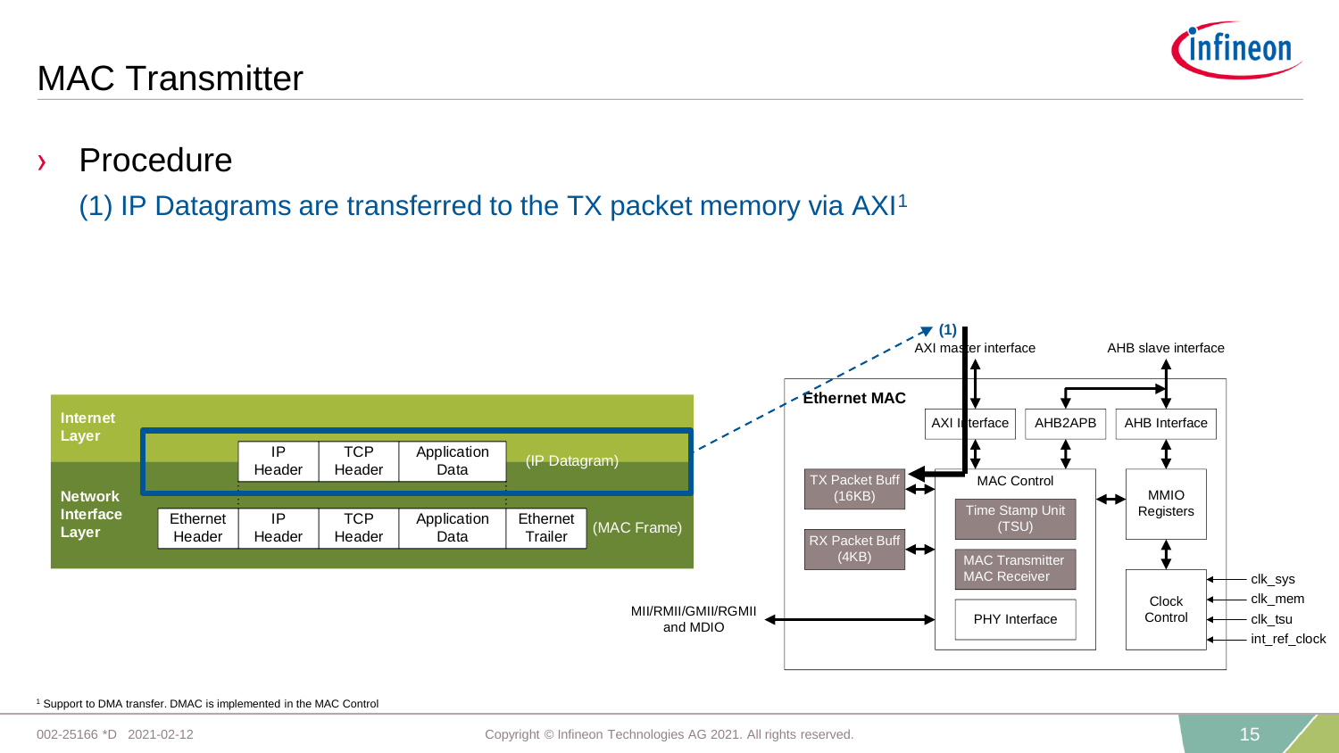# MAC Transmitter

› Procedure

(1) IP Datagrams are transferred to the TX packet memory via AXI[1]

Internet Layer

Network Interface Layer

| | IP Header | TCP Header | Application Data | | (IP Datagram) |
|---|---|---|---|---|---|
| Ethernet Header | IP Header | TCP Header | Application Data | Ethernet Trailer | (MAC Frame) |

(1) AXI master interface

AHB slave interface

Ethernet MAC

AXI Interface

AHB2APB

AHB Interface

TX Packet Buff (16KB)

RX Packet Buff (4KB)

MAC Control

Time Stamp Unit (TSU)

MAC Transmitter MAC Receiver

PHY Interface

MMIO Registers

Clock Control

clk_sys

clk_mem

clk_tsu

int_ref_clock

MII/RMII/GMII/RGMII and MDIO

[1] Support to DMA transfer. DMAC is implemented in the MAC Control

002-25166 *D 2021-02-12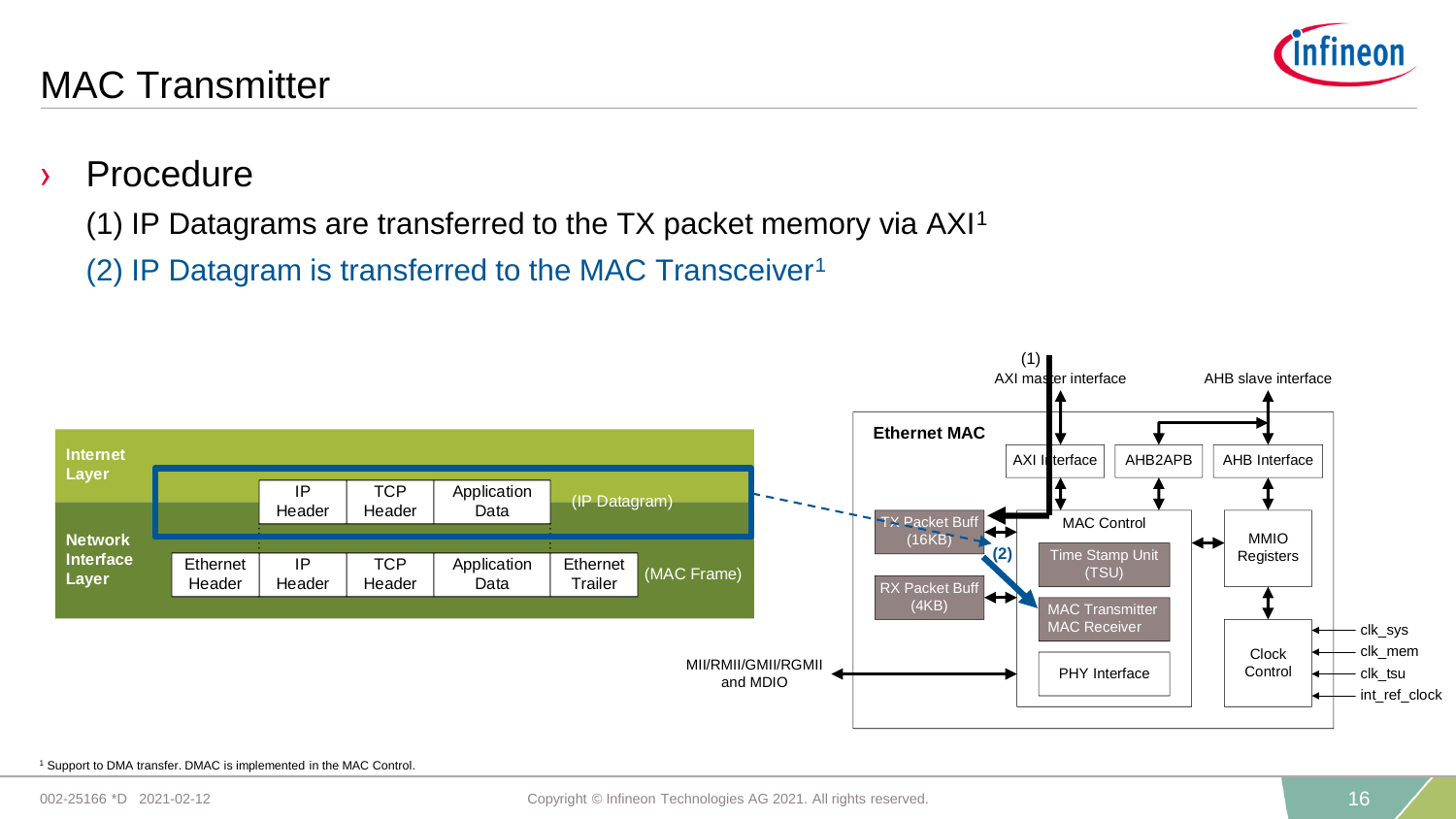# MAC Transmitter

› Procedure

(1) IP Datagrams are transferred to the TX packet memory via AXI[1]

(2) IP Datagram is transferred to the MAC Transceiver[1]

| Internet Layer | | IP Header | TCP Header | Application Data | | (IP Datagram) |
|---|---|---|---|---|---|---|
| Network Interface Layer | Ethernet Header | IP Header | TCP Header | Application Data | Ethernet Trailer | (MAC Frame) |

(1) AXI master interface

AHB slave interface

Ethernet MAC

AXI Interface

AHB2APB

AHB Interface

TX Packet Buff (16KB)

RX Packet Buff (4KB)

(2)

MAC Control

Time Stamp Unit (TSU)

MAC Transmitter MAC Receiver

PHY Interface

MMIO Registers

Clock Control

clk_sys

clk_mem

clk_tsu

int_ref_clock

MII/RMII/GMII/RGMII and MDIO

[1] Support to DMA transfer. DMAC is implemented in the MAC Control.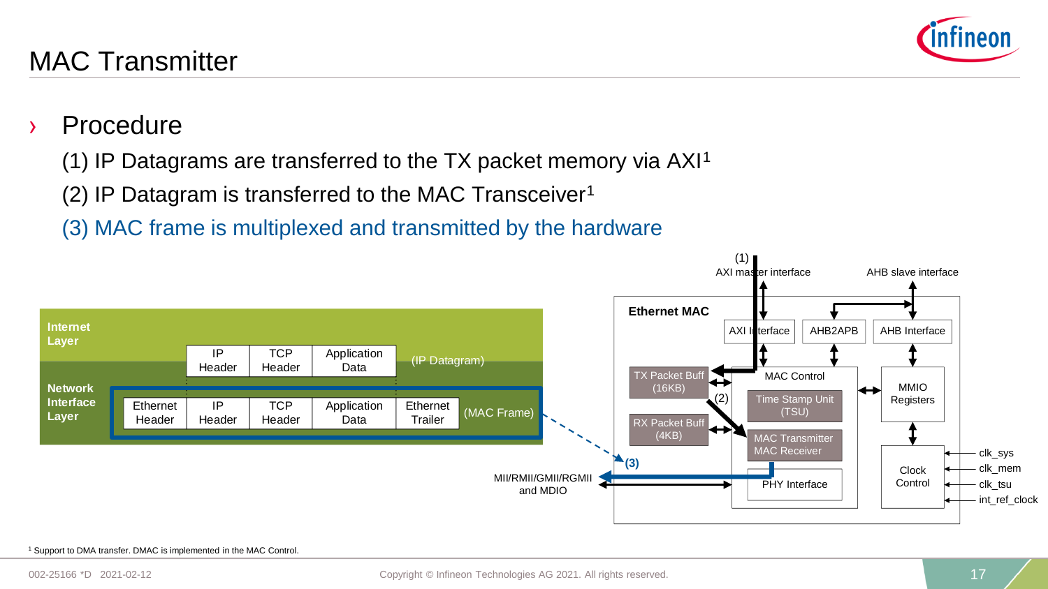# MAC Transmitter

› Procedure

(1) IP Datagrams are transferred to the TX packet memory via AXI[1]

(2) IP Datagram is transferred to the MAC Transceiver[1]

(3) MAC frame is multiplexed and transmitted by the hardware

**Internet Layer**

| IP Header | TCP Header | Application Data | (IP Datagram) |
|---|---|---|---|

**Network Interface Layer**

| Ethernet Header | IP Header | TCP Header | Application Data | Ethernet Trailer | (MAC Frame) |
|---|---|---|---|---|---|

(1) AXI master interface

AHB slave interface

**Ethernet MAC**

- AXI Interface
- AHB2APB
- AHB Interface
- TX Packet Buff (16KB)
- RX Packet Buff (4KB)
- MAC Control
  - Time Stamp Unit (TSU)
  - MAC Transmitter MAC Receiver
  - PHY Interface
- MMIO Registers
- Clock Control

(2)

(3) MII/RMII/GMII/RGMII and MDIO

clk_sys, clk_mem, clk_tsu, int_ref_clock

[1] Support to DMA transfer. DMAC is implemented in the MAC Control.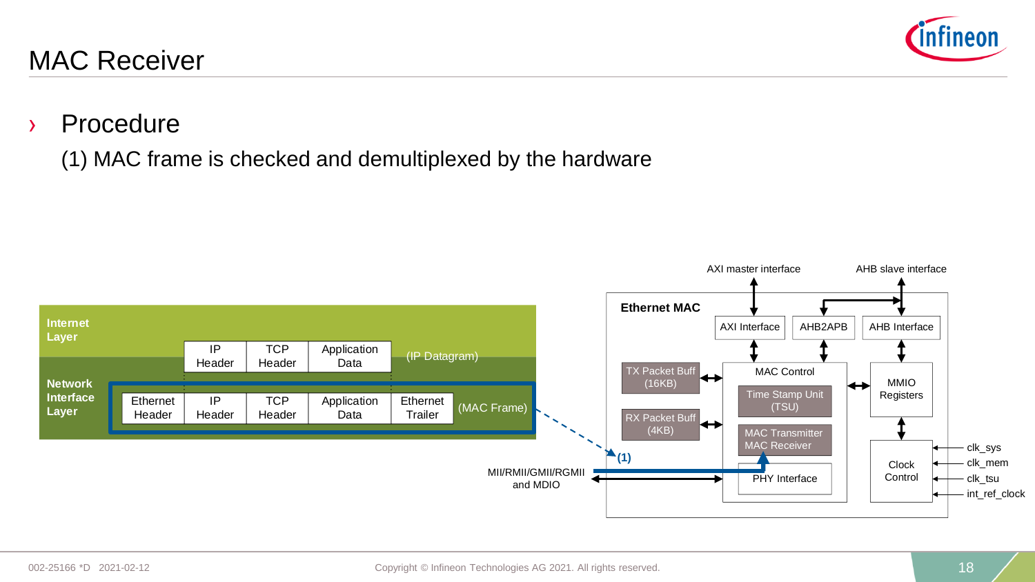# MAC Receiver

› Procedure

(1) MAC frame is checked and demultiplexed by the hardware

Internet Layer

| IP Header | TCP Header | Application Data | (IP Datagram) |
|---|---|---|---|

Network Interface Layer

| Ethernet Header | IP Header | TCP Header | Application Data | Ethernet Trailer | (MAC Frame) |
|---|---|---|---|---|---|

Ethernet MAC

- AXI master interface
- AHB slave interface
- AXI Interface
- AHB2APB
- AHB Interface
- TX Packet Buff (16KB)
- RX Packet Buff (4KB)
- MAC Control
- Time Stamp Unit (TSU)
- MAC Transmitter
- MAC Receiver
- PHY Interface
- MMIO Registers
- Clock Control
- clk_sys
- clk_mem
- clk_tsu
- int_ref_clock
- MII/RMII/GMII/RGMII and MDIO
- (1)

002-25166 *D 2021-02-12

Copyright © Infineon Technologies AG 2021. All rights reserved.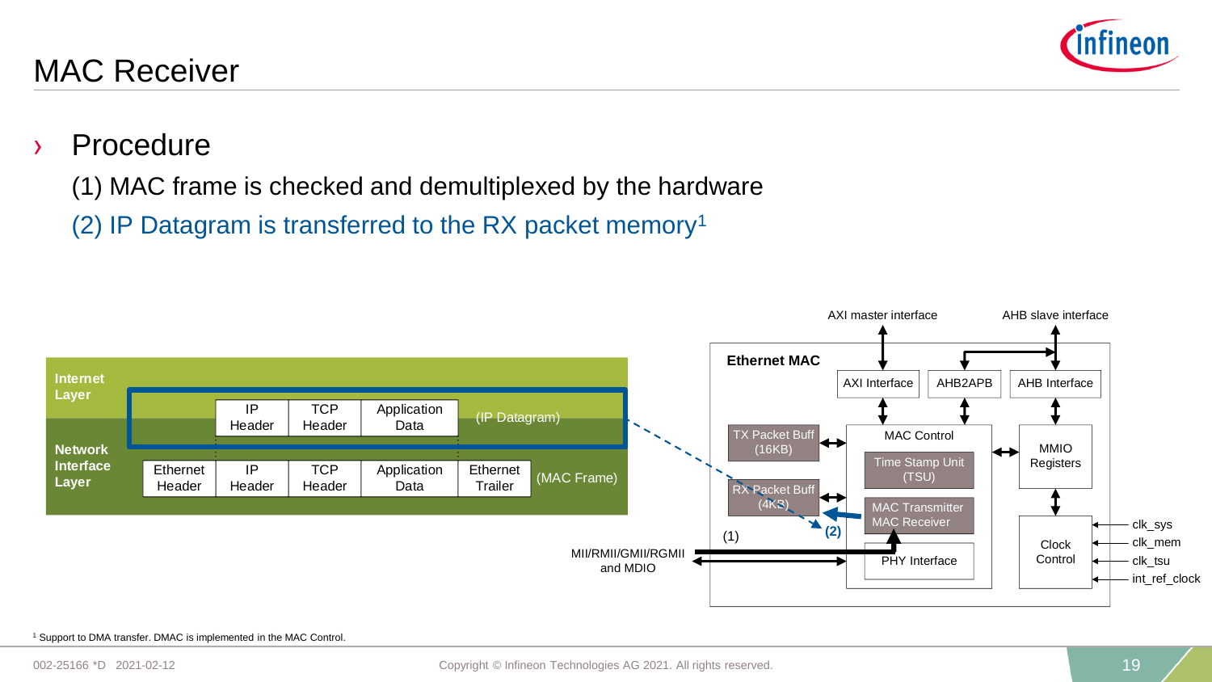# MAC Receiver

› Procedure

(1) MAC frame is checked and demultiplexed by the hardware

(2) IP Datagram is transferred to the RX packet memory[1]

**Internet Layer**

| | IP Header | TCP Header | Application Data | | (IP Datagram) |
|---|---|---|---|---|---|

**Network Interface Layer**

| Ethernet Header | IP Header | TCP Header | Application Data | Ethernet Trailer | (MAC Frame) |
|---|---|---|---|---|---|

AXI master interface    AHB slave interface

**Ethernet MAC**

- AXI Interface
- AHB2APB
- AHB Interface
- TX Packet Buff (16KB)
- MAC Control
- Time Stamp Unit (TSU)
- MMIO Registers
- RX Packet Buff (4KB)
- MAC Transmitter MAC Receiver
- (2)
- (1)
- PHY Interface
- Clock Control

MII/RMII/GMII/RGMII and MDIO

clk_sys, clk_mem, clk_tsu, int_ref_clock

[1] Support to DMA transfer. DMAC is implemented in the MAC Control.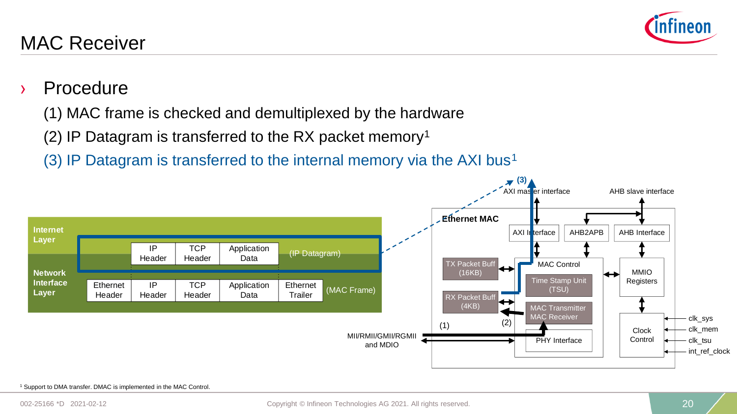# MAC Receiver

› Procedure

(1) MAC frame is checked and demultiplexed by the hardware

(2) IP Datagram is transferred to the RX packet memory[1]

(3) IP Datagram is transferred to the internal memory via the AXI bus[1]

| | | | | | |
|---|---|---|---|---|---|
| **Internet Layer** | | IP Header | TCP Header | Application Data | (IP Datagram) |
| **Network Interface Layer** | Ethernet Header | IP Header | TCP Header | Application Data | Ethernet Trailer (MAC Frame) |

(3) AXI master interface — AHB slave interface

**Ethernet MAC**: AXI Interface, AHB2APB, AHB Interface, TX Packet Buff (16KB), RX Packet Buff (4KB), MAC Control, Time Stamp Unit (TSU), MAC Transmitter MAC Receiver, PHY Interface, MMIO Registers, Clock Control

(1) MII/RMII/GMII/RGMII and MDIO — (2)

clk_sys, clk_mem, clk_tsu, int_ref_clock

[1] Support to DMA transfer. DMAC is implemented in the MAC Control.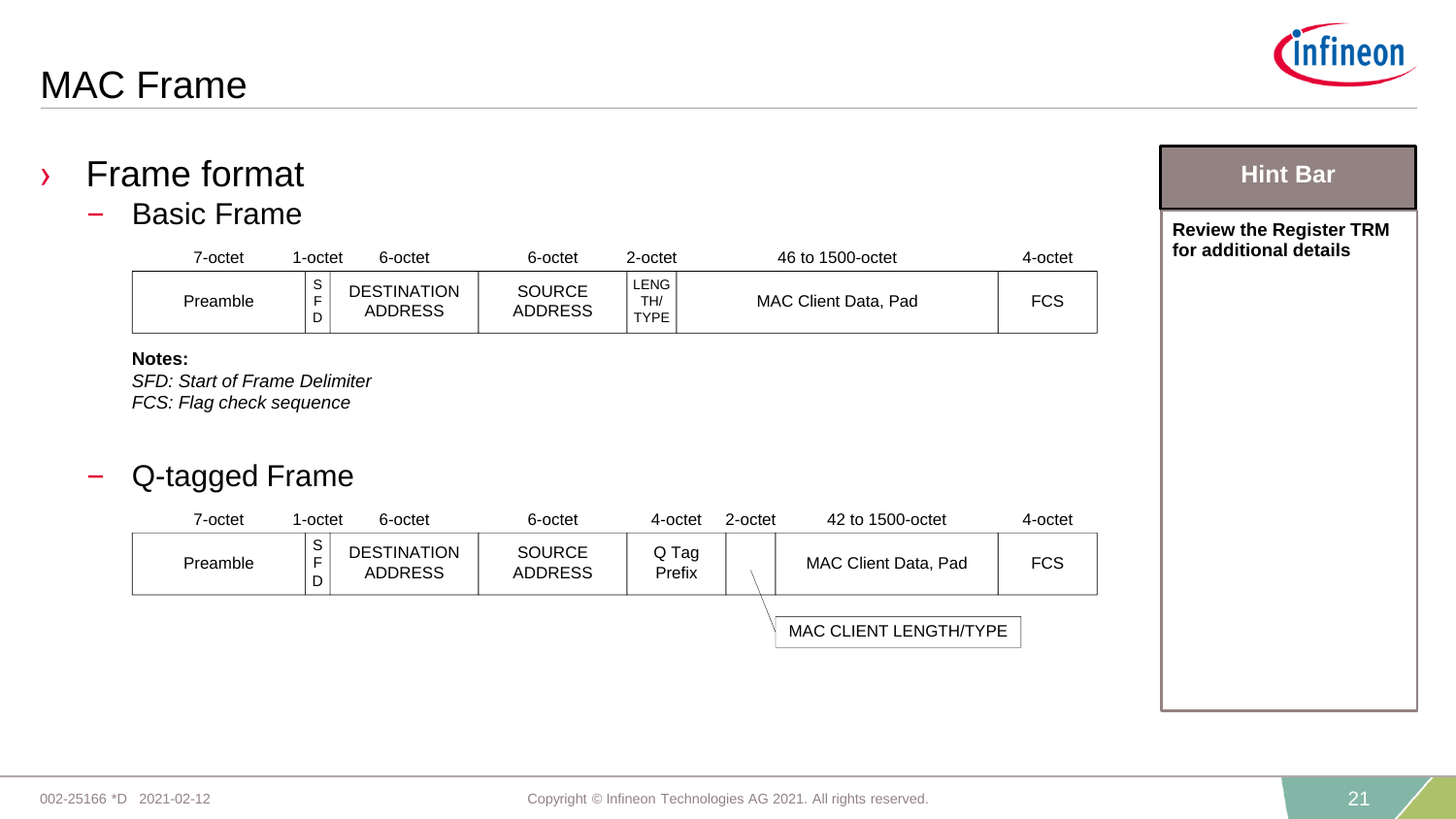# MAC Frame

- Frame format
  - Basic Frame

| 7-octet | 1-octet | 6-octet | 6-octet | 2-octet | 46 to 1500-octet | 4-octet |
|---|---|---|---|---|---|---|
| Preamble | SFD | DESTINATION ADDRESS | SOURCE ADDRESS | LENGTH/TYPE | MAC Client Data, Pad | FCS |

**Notes:**
*SFD: Start of Frame Delimiter*
*FCS: Flag check sequence*

  - Q-tagged Frame

| 7-octet | 1-octet | 6-octet | 6-octet | 4-octet | 2-octet | 42 to 1500-octet | 4-octet |
|---|---|---|---|---|---|---|---|
| Preamble | SFD | DESTINATION ADDRESS | SOURCE ADDRESS | Q Tag Prefix | | MAC Client Data, Pad | FCS |

MAC CLIENT LENGTH/TYPE

**Hint Bar**

**Review the Register TRM for additional details**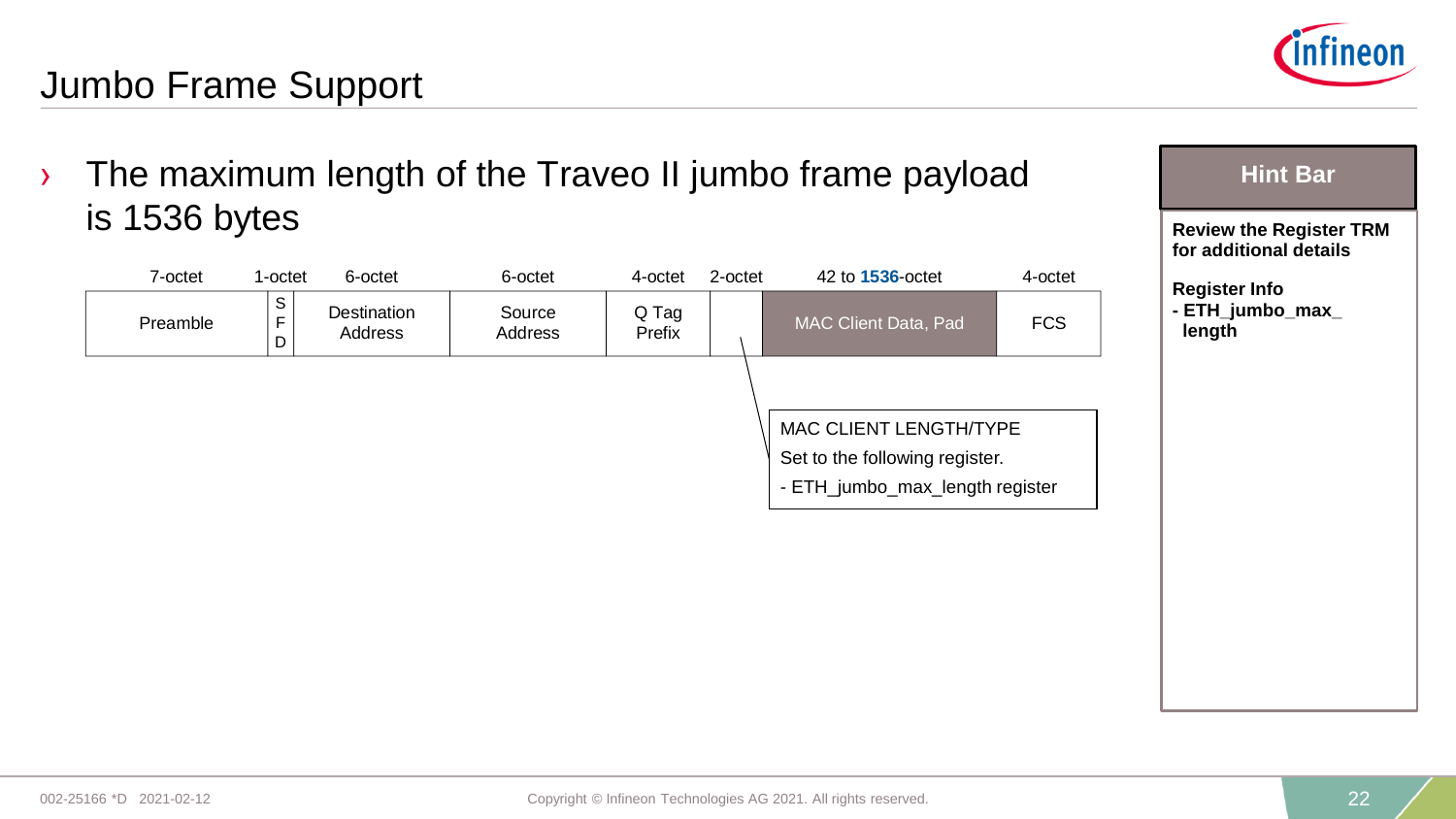# Jumbo Frame Support

- The maximum length of the Traveo II jumbo frame payload is 1536 bytes

| 7-octet | 1-octet | 6-octet | 6-octet | 4-octet | 2-octet | 42 to **1536**-octet | 4-octet |
|---|---|---|---|---|---|---|---|
| Preamble | SFD | Destination Address | Source Address | Q Tag Prefix | | MAC Client Data, Pad | FCS |

MAC CLIENT LENGTH/TYPE

Set to the following register.

- ETH_jumbo_max_length register

**Hint Bar**

**Review the Register TRM for additional details**

**Register Info**

**- ETH_jumbo_max_length**

002-25166 *D 2021-02-12

Copyright © Infineon Technologies AG 2021. All rights reserved.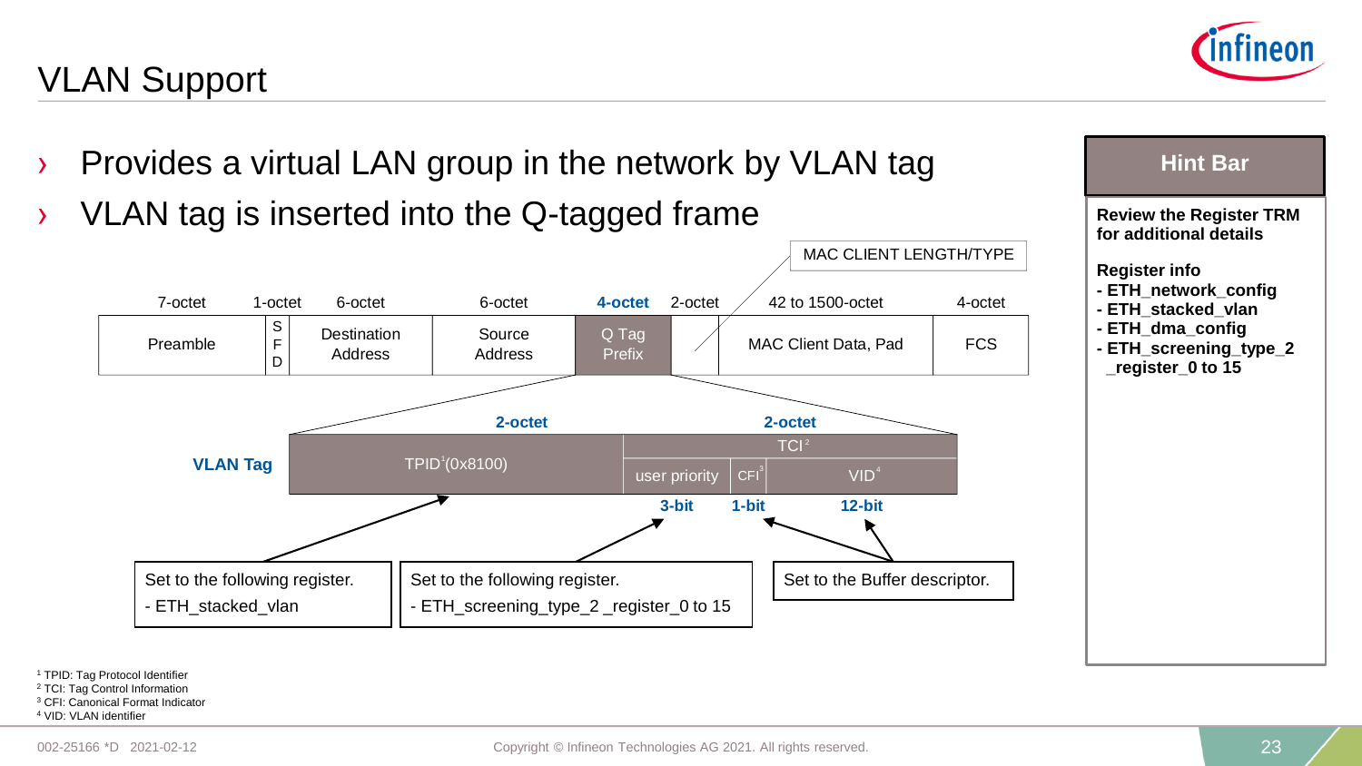# VLAN Support

- Provides a virtual LAN group in the network by VLAN tag
- VLAN tag is inserted into the Q-tagged frame

| 7-octet | 1-octet | 6-octet | 6-octet | 4-octet | 2-octet | 42 to 1500-octet | 4-octet |
|---|---|---|---|---|---|---|---|
| Preamble | SFD | Destination Address | Source Address | Q Tag Prefix | MAC CLIENT LENGTH/TYPE | MAC Client Data, Pad | FCS |

**VLAN Tag**

| 2-octet | 2-octet | | |
|---|---|---|---|
| TPID[1] (0x8100) | TCI[2] | | |
| | user priority | CFI[3] | VID[4] |
| | 3-bit | 1-bit | 12-bit |

- TPID: Set to the following register.
  - ETH_stacked_vlan
- User priority: Set to the following register.
  - ETH_screening_type_2 _register_0 to 15
- CFI and VID: Set to the Buffer descriptor.

**Hint Bar**

**Review the Register TRM for additional details**

**Register info**
- **ETH_network_config**
- **ETH_stacked_vlan**
- **ETH_dma_config**
- **ETH_screening_type_2 _register_0 to 15**

[1] TPID: Tag Protocol Identifier
[2] TCI: Tag Control Information
[3] CFI: Canonical Format Indicator
[4] VID: VLAN identifier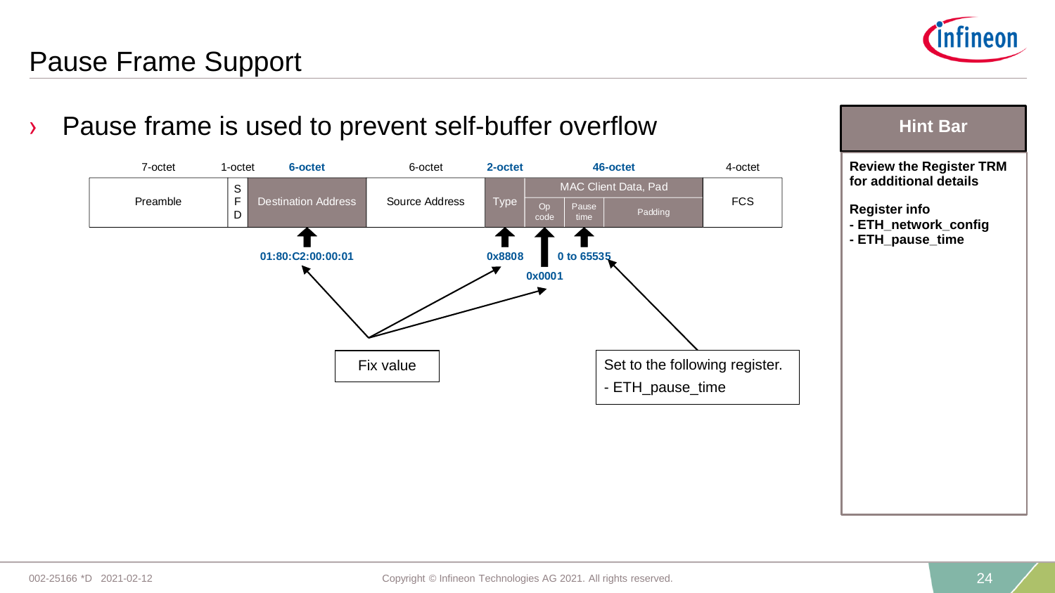# Pause Frame Support

› Pause frame is used to prevent self-buffer overflow

| Preamble | SFD | Destination Address | Source Address | Type | MAC Client Data, Pad | | | FCS |
|---|---|---|---|---|---|---|---|---|
| 7-octet | 1-octet | **6-octet** | 6-octet | **2-octet** | **46-octet** | | | 4-octet |
| | | | | | Op code | Pause time | Padding | |
| | | **01:80:C2:00:00:01** | | **0x8808** | **0x0001** | **0 to 65535** | | |

Fix value: Destination Address (01:80:C2:00:00:01), Type (0x8808), Op code (0x0001)

Set to the following register.
- ETH_pause_time

(Pause time: 0 to 65535)

**Hint Bar**

**Review the Register TRM for additional details**

**Register info**
- **ETH_network_config**
- **ETH_pause_time**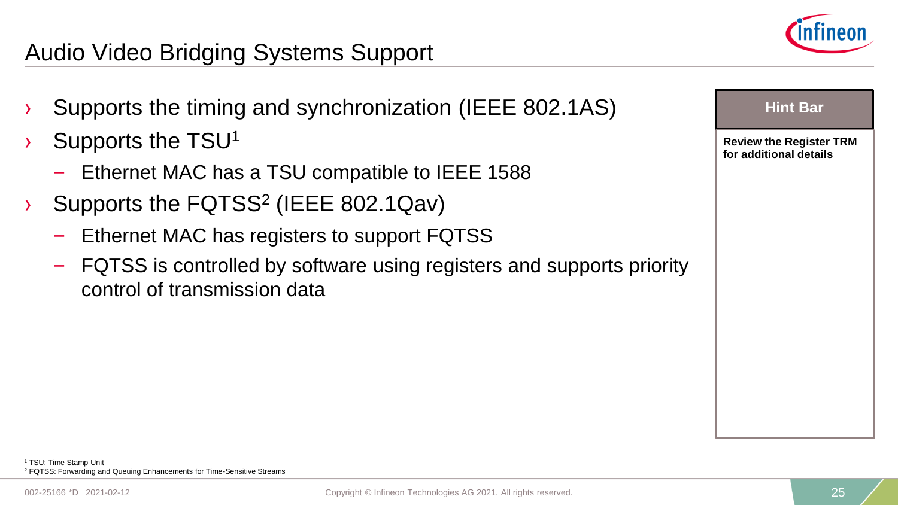# Audio Video Bridging Systems Support

- Supports the timing and synchronization (IEEE 802.1AS)
- Supports the TSU[1]
  - Ethernet MAC has a TSU compatible to IEEE 1588
- Supports the FQTSS[2] (IEEE 802.1Qav)
  - Ethernet MAC has registers to support FQTSS
  - FQTSS is controlled by software using registers and supports priority control of transmission data

**Hint Bar**

**Review the Register TRM for additional details**

[1] TSU: Time Stamp Unit
[2] FQTSS: Forwarding and Queuing Enhancements for Time-Sensitive Streams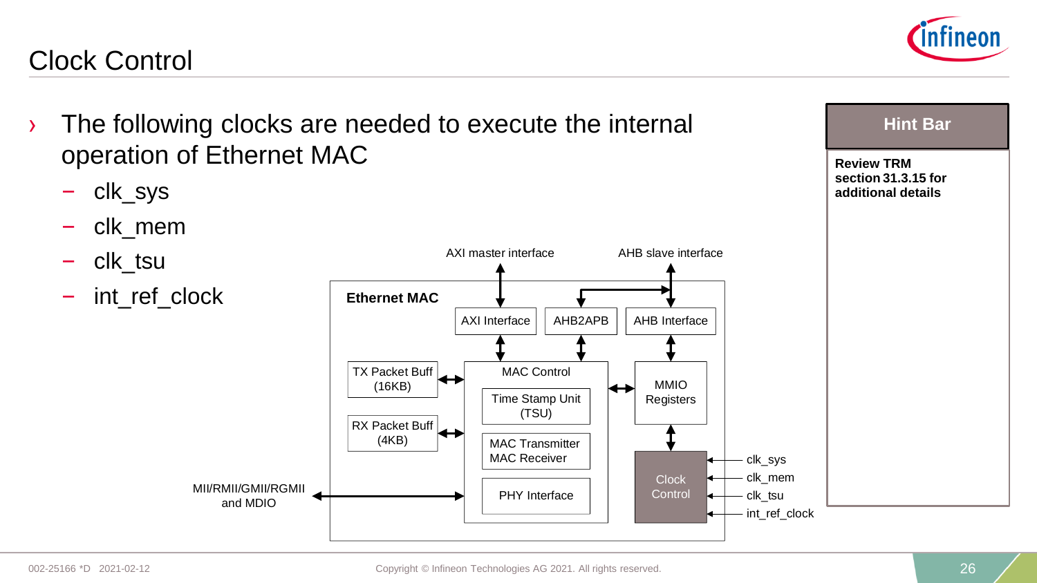# Clock Control

- The following clocks are needed to execute the internal operation of Ethernet MAC
  - clk_sys
  - clk_mem
  - clk_tsu
  - int_ref_clock

AXI master interface

AHB slave interface

**Ethernet MAC**

AXI Interface

AHB2APB

AHB Interface

TX Packet Buff (16KB)

RX Packet Buff (4KB)

MAC Control

Time Stamp Unit (TSU)

MAC Transmitter MAC Receiver

PHY Interface

MMIO Registers

Clock Control

clk_sys

clk_mem

clk_tsu

int_ref_clock

MII/RMII/GMII/RGMII and MDIO

**Hint Bar**

**Review TRM section 31.3.15 for additional details**

002-25166 *D 2021-02-12

Copyright © Infineon Technologies AG 2021. All rights reserved.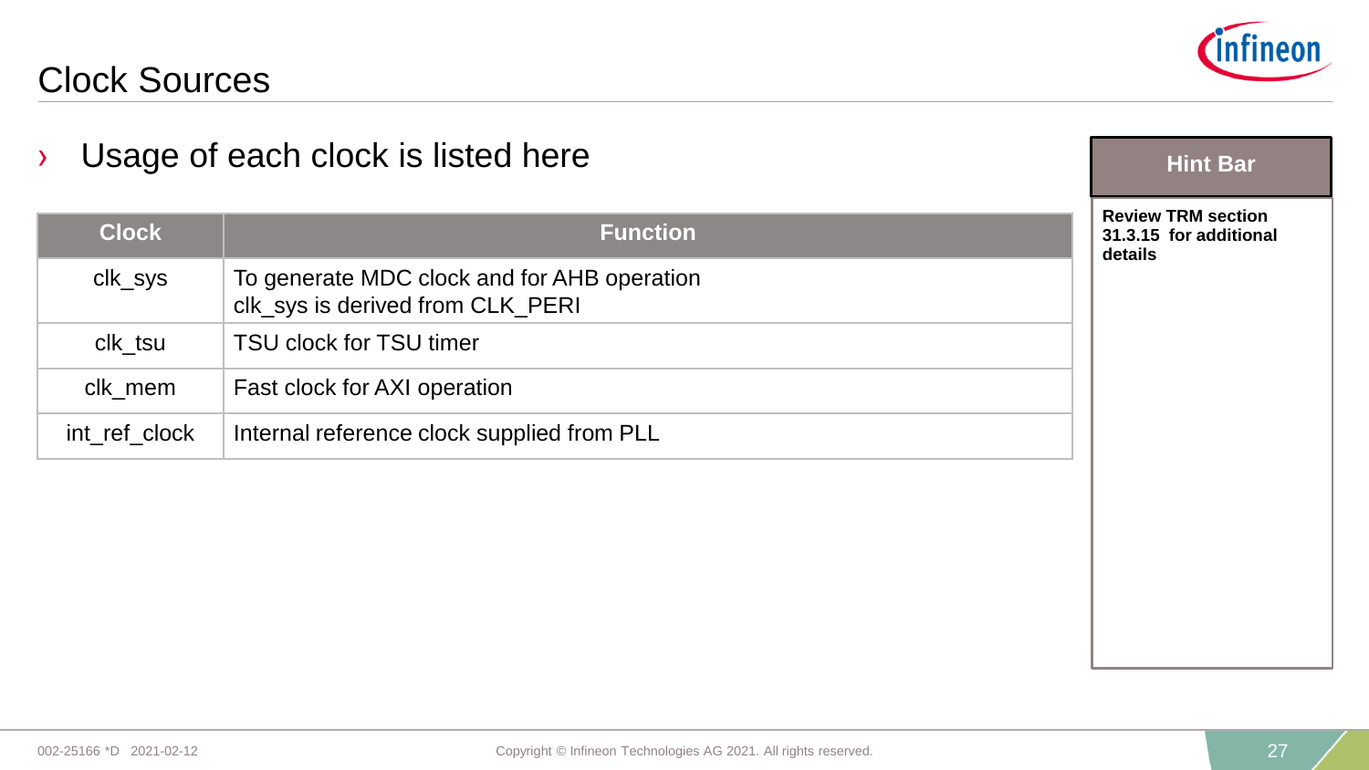# Clock Sources

- Usage of each clock is listed here

| Clock | Function |
| --- | --- |
| clk_sys | To generate MDC clock and for AHB operation<br>clk_sys is derived from CLK_PERI |
| clk_tsu | TSU clock for TSU timer |
| clk_mem | Fast clock for AXI operation |
| int_ref_clock | Internal reference clock supplied from PLL |

**Hint Bar**

**Review TRM section 31.3.15 for additional details**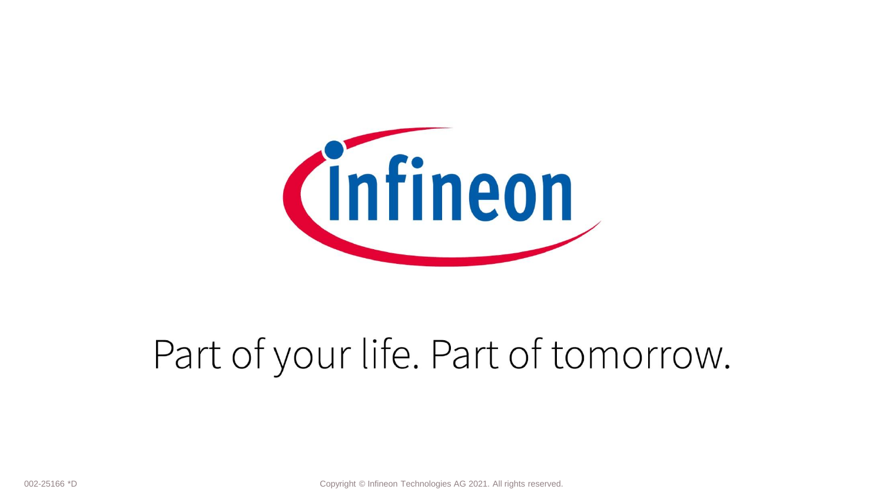Part of your life. Part of tomorrow.

002-25166 *D

Copyright © Infineon Technologies AG 2021. All rights reserved.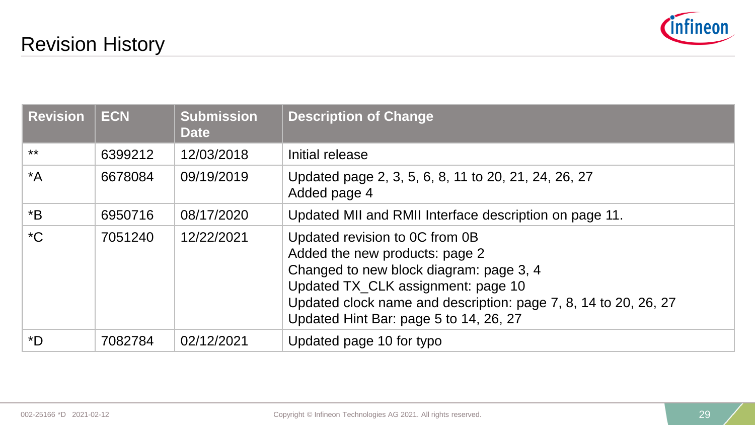# Revision History

| Revision | ECN | Submission Date | Description of Change |
|---|---|---|---|
| ** | 6399212 | 12/03/2018 | Initial release |
| *A | 6678084 | 09/19/2019 | Updated page 2, 3, 5, 6, 8, 11 to 20, 21, 24, 26, 27<br>Added page 4 |
| *B | 6950716 | 08/17/2020 | Updated MII and RMII Interface description on page 11. |
| *C | 7051240 | 12/22/2021 | Updated revision to 0C from 0B<br>Added the new products: page 2<br>Changed to new block diagram: page 3, 4<br>Updated TX_CLK assignment: page 10<br>Updated clock name and description: page 7, 8, 14 to 20, 26, 27<br>Updated Hint Bar: page 5 to 14, 26, 27 |
| *D | 7082784 | 02/12/2021 | Updated page 10 for typo |